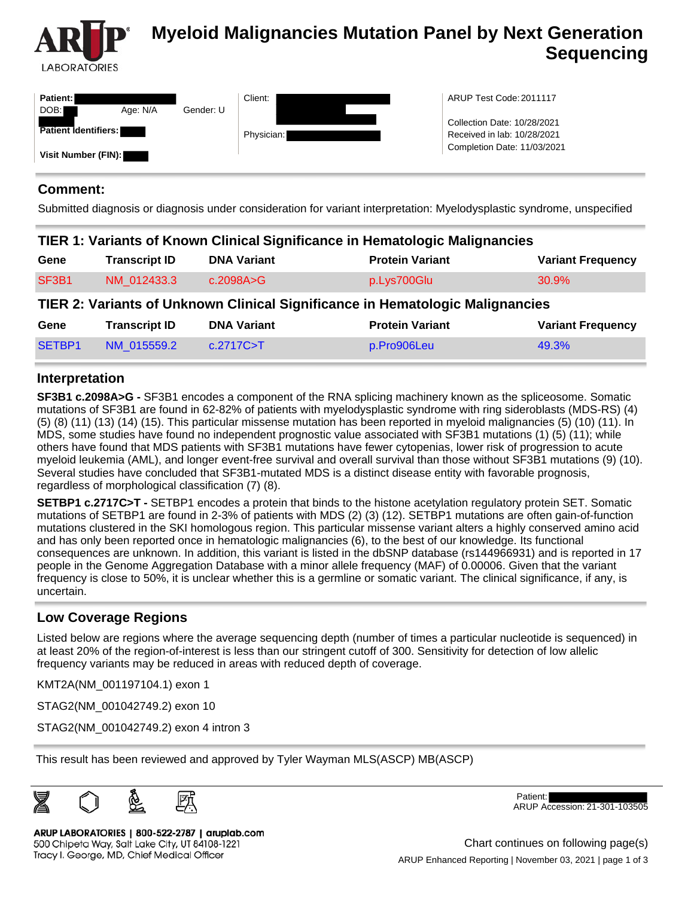# Myeloid Malignancies Mutation Panel by Next Generation Sequencing

ARUP LABORATORIES

**Patient:**
DOB: Age: N/A Gender: U
**Patient Identifiers:**
**Visit Number (FIN):**

Client:

Physician:

ARUP Test Code: 2011117

Collection Date: 10/28/2021
Received in lab: 10/28/2021
Completion Date: 11/03/2021

## Comment:

Submitted diagnosis or diagnosis under consideration for variant interpretation: Myelodysplastic syndrome, unspecified

## TIER 1: Variants of Known Clinical Significance in Hematologic Malignancies

| Gene | Transcript ID | DNA Variant | Protein Variant | Variant Frequency |
|---|---|---|---|---|
| SF3B1 | NM_012433.3 | c.2098A>G | p.Lys700Glu | 30.9% |

## TIER 2: Variants of Unknown Clinical Significance in Hematologic Malignancies

| Gene | Transcript ID | DNA Variant | Protein Variant | Variant Frequency |
|---|---|---|---|---|
| SETBP1 | NM_015559.2 | c.2717C>T | p.Pro906Leu | 49.3% |

## Interpretation

**SF3B1 c.2098A>G -** SF3B1 encodes a component of the RNA splicing machinery known as the spliceosome. Somatic mutations of SF3B1 are found in 62-82% of patients with myelodysplastic syndrome with ring sideroblasts (MDS-RS) (4) (5) (8) (11) (13) (14) (15). This particular missense mutation has been reported in myeloid malignancies (5) (10) (11). In MDS, some studies have found no independent prognostic value associated with SF3B1 mutations (1) (5) (11); while others have found that MDS patients with SF3B1 mutations have fewer cytopenias, lower risk of progression to acute myeloid leukemia (AML), and longer event-free survival and overall survival than those without SF3B1 mutations (9) (10). Several studies have concluded that SF3B1-mutated MDS is a distinct disease entity with favorable prognosis, regardless of morphological classification (7) (8).

**SETBP1 c.2717C>T -** SETBP1 encodes a protein that binds to the histone acetylation regulatory protein SET. Somatic mutations of SETBP1 are found in 2-3% of patients with MDS (2) (3) (12). SETBP1 mutations are often gain-of-function mutations clustered in the SKI homologous region. This particular missense variant alters a highly conserved amino acid and has only been reported once in hematologic malignancies (6), to the best of our knowledge. Its functional consequences are unknown. In addition, this variant is listed in the dbSNP database (rs144966931) and is reported in 17 people in the Genome Aggregation Database with a minor allele frequency (MAF) of 0.00006. Given that the variant frequency is close to 50%, it is unclear whether this is a germline or somatic variant. The clinical significance, if any, is uncertain.

## Low Coverage Regions

Listed below are regions where the average sequencing depth (number of times a particular nucleotide is sequenced) in at least 20% of the region-of-interest is less than our stringent cutoff of 300. Sensitivity for detection of low allelic frequency variants may be reduced in areas with reduced depth of coverage.

KMT2A(NM_001197104.1) exon 1

STAG2(NM_001042749.2) exon 10

STAG2(NM_001042749.2) exon 4 intron 3

This result has been reviewed and approved by Tyler Wayman MLS(ASCP) MB(ASCP)

Patient:
ARUP Accession: 21-301-103505

ARUP LABORATORIES | 800-522-2787 | aruplab.com
500 Chipeta Way, Salt Lake City, UT 84108-1221
Tracy I. George, MD, Chief Medical Officer

Chart continues on following page(s)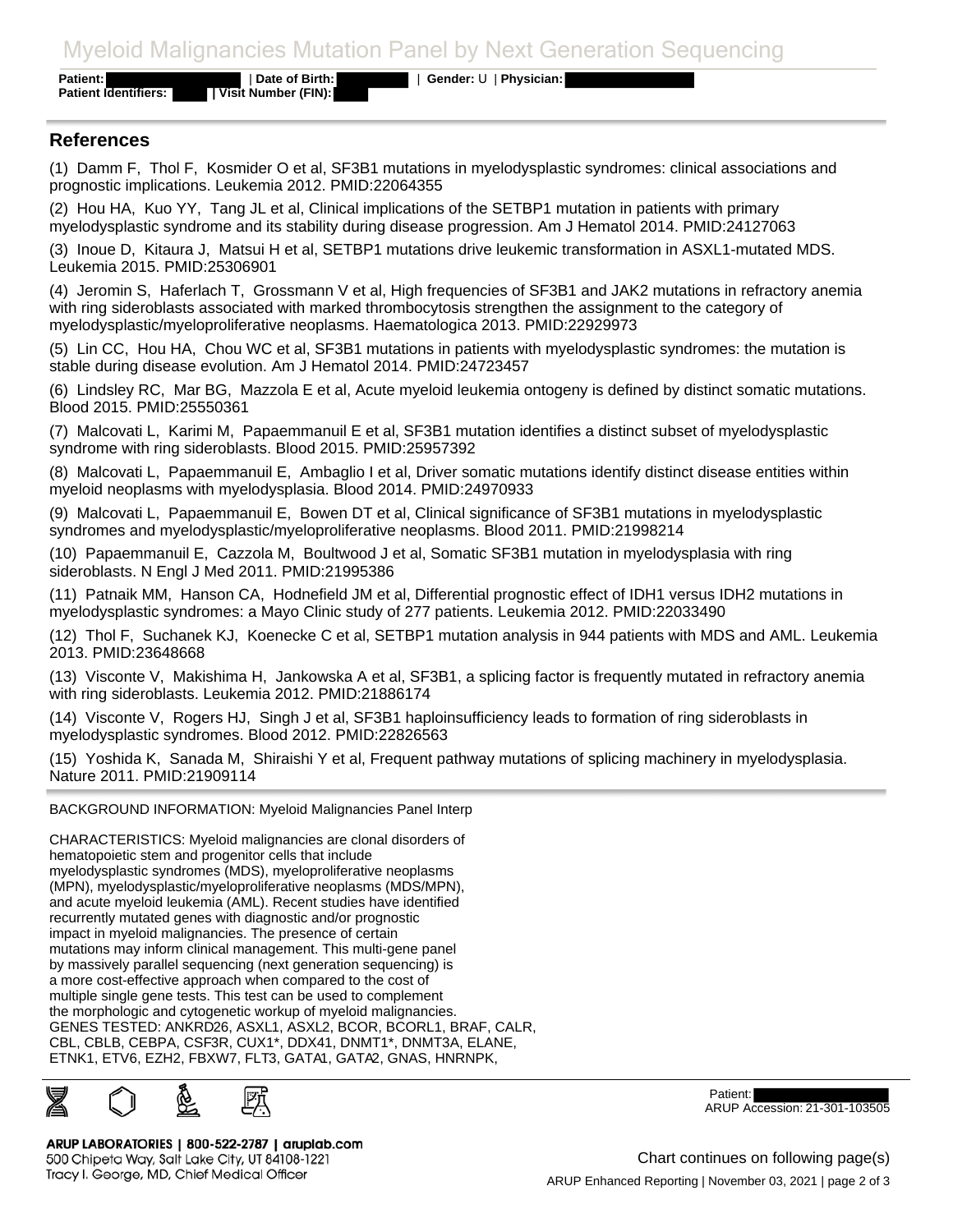## References

(1) Damm F, Thol F, Kosmider O et al, SF3B1 mutations in myelodysplastic syndromes: clinical associations and prognostic implications. Leukemia 2012. PMID:22064355

(2) Hou HA, Kuo YY, Tang JL et al, Clinical implications of the SETBP1 mutation in patients with primary myelodysplastic syndrome and its stability during disease progression. Am J Hematol 2014. PMID:24127063

(3) Inoue D, Kitaura J, Matsui H et al, SETBP1 mutations drive leukemic transformation in ASXL1-mutated MDS. Leukemia 2015. PMID:25306901

(4) Jeromin S, Haferlach T, Grossmann V et al, High frequencies of SF3B1 and JAK2 mutations in refractory anemia with ring sideroblasts associated with marked thrombocytosis strengthen the assignment to the category of myelodysplastic/myeloproliferative neoplasms. Haematologica 2013. PMID:22929973

(5) Lin CC, Hou HA, Chou WC et al, SF3B1 mutations in patients with myelodysplastic syndromes: the mutation is stable during disease evolution. Am J Hematol 2014. PMID:24723457

(6) Lindsley RC, Mar BG, Mazzola E et al, Acute myeloid leukemia ontogeny is defined by distinct somatic mutations. Blood 2015. PMID:25550361

(7) Malcovati L, Karimi M, Papaemmanuil E et al, SF3B1 mutation identifies a distinct subset of myelodysplastic syndrome with ring sideroblasts. Blood 2015. PMID:25957392

(8) Malcovati L, Papaemmanuil E, Ambaglio I et al, Driver somatic mutations identify distinct disease entities within myeloid neoplasms with myelodysplasia. Blood 2014. PMID:24970933

(9) Malcovati L, Papaemmanuil E, Bowen DT et al, Clinical significance of SF3B1 mutations in myelodysplastic syndromes and myelodysplastic/myeloproliferative neoplasms. Blood 2011. PMID:21998214

(10) Papaemmanuil E, Cazzola M, Boultwood J et al, Somatic SF3B1 mutation in myelodysplasia with ring sideroblasts. N Engl J Med 2011. PMID:21995386

(11) Patnaik MM, Hanson CA, Hodnefield JM et al, Differential prognostic effect of IDH1 versus IDH2 mutations in myelodysplastic syndromes: a Mayo Clinic study of 277 patients. Leukemia 2012. PMID:22033490

(12) Thol F, Suchanek KJ, Koenecke C et al, SETBP1 mutation analysis in 944 patients with MDS and AML. Leukemia 2013. PMID:23648668

(13) Visconte V, Makishima H, Jankowska A et al, SF3B1, a splicing factor is frequently mutated in refractory anemia with ring sideroblasts. Leukemia 2012. PMID:21886174

(14) Visconte V, Rogers HJ, Singh J et al, SF3B1 haploinsufficiency leads to formation of ring sideroblasts in myelodysplastic syndromes. Blood 2012. PMID:22826563

(15) Yoshida K, Sanada M, Shiraishi Y et al, Frequent pathway mutations of splicing machinery in myelodysplasia. Nature 2011. PMID:21909114

BACKGROUND INFORMATION: Myeloid Malignancies Panel Interp

CHARACTERISTICS: Myeloid malignancies are clonal disorders of hematopoietic stem and progenitor cells that include myelodysplastic syndromes (MDS), myeloproliferative neoplasms (MPN), myelodysplastic/myeloproliferative neoplasms (MDS/MPN), and acute myeloid leukemia (AML). Recent studies have identified recurrently mutated genes with diagnostic and/or prognostic impact in myeloid malignancies. The presence of certain mutations may inform clinical management. This multi-gene panel by massively parallel sequencing (next generation sequencing) is a more cost-effective approach when compared to the cost of multiple single gene tests. This test can be used to complement the morphologic and cytogenetic workup of myeloid malignancies.
GENES TESTED: ANKRD26, ASXL1, ASXL2, BCOR, BCORL1, BRAF, CALR, CBL, CBLB, CEBPA, CSF3R, CUX1*, DDX41, DNMT1*, DNMT3A, ELANE, ETNK1, ETV6, EZH2, FBXW7, FLT3, GATA1, GATA2, GNAS, HNRNPK,

Chart continues on following page(s)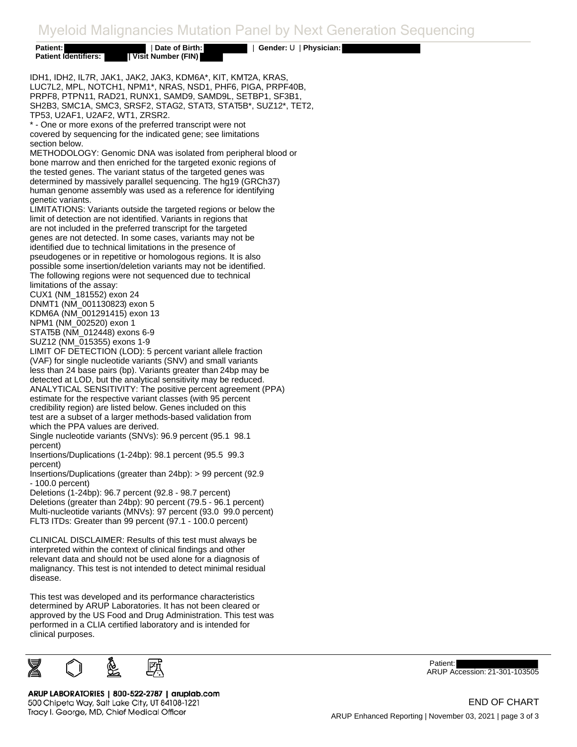IDH1, IDH2, IL7R, JAK1, JAK2, JAK3, KDM6A*, KIT, KMT2A, KRAS, LUC7L2, MPL, NOTCH1, NPM1*, NRAS, NSD1, PHF6, PIGA, PRPF40B, PRPF8, PTPN11, RAD21, RUNX1, SAMD9, SAMD9L, SETBP1, SF3B1, SH2B3, SMC1A, SMC3, SRSF2, STAG2, STAT3, STAT5B*, SUZ12*, TET2, TP53, U2AF1, U2AF2, WT1, ZRSR2.

* - One or more exons of the preferred transcript were not covered by sequencing for the indicated gene; see limitations section below.

METHODOLOGY: Genomic DNA was isolated from peripheral blood or bone marrow and then enriched for the targeted exonic regions of the tested genes. The variant status of the targeted genes was determined by massively parallel sequencing. The hg19 (GRCh37) human genome assembly was used as a reference for identifying genetic variants.

LIMITATIONS: Variants outside the targeted regions or below the limit of detection are not identified. Variants in regions that are not included in the preferred transcript for the targeted genes are not detected. In some cases, variants may not be identified due to technical limitations in the presence of pseudogenes or in repetitive or homologous regions. It is also possible some insertion/deletion variants may not be identified. The following regions were not sequenced due to technical limitations of the assay:

CUX1 (NM_181552) exon 24
DNMT1 (NM_001130823) exon 5
KDM6A (NM_001291415) exon 13
NPM1 (NM_002520) exon 1
STAT5B (NM_012448) exons 6-9
SUZ12 (NM_015355) exons 1-9

LIMIT OF DETECTION (LOD): 5 percent variant allele fraction (VAF) for single nucleotide variants (SNV) and small variants less than 24 base pairs (bp). Variants greater than 24bp may be detected at LOD, but the analytical sensitivity may be reduced.

ANALYTICAL SENSITIVITY: The positive percent agreement (PPA) estimate for the respective variant classes (with 95 percent credibility region) are listed below. Genes included on this test are a subset of a larger methods-based validation from which the PPA values are derived.

Single nucleotide variants (SNVs): 96.9 percent (95.1  98.1 percent)
Insertions/Duplications (1-24bp): 98.1 percent (95.5  99.3 percent)
Insertions/Duplications (greater than 24bp): > 99 percent (92.9 - 100.0 percent)
Deletions (1-24bp): 96.7 percent (92.8 - 98.7 percent)
Deletions (greater than 24bp): 90 percent (79.5 - 96.1 percent)
Multi-nucleotide variants (MNVs): 97 percent (93.0  99.0 percent)
FLT3 ITDs: Greater than 99 percent (97.1 - 100.0 percent)

CLINICAL DISCLAIMER: Results of this test must always be interpreted within the context of clinical findings and other relevant data and should not be used alone for a diagnosis of malignancy. This test is not intended to detect minimal residual disease.

This test was developed and its performance characteristics determined by ARUP Laboratories. It has not been cleared or approved by the US Food and Drug Administration. This test was performed in a CLIA certified laboratory and is intended for clinical purposes.

END OF CHART